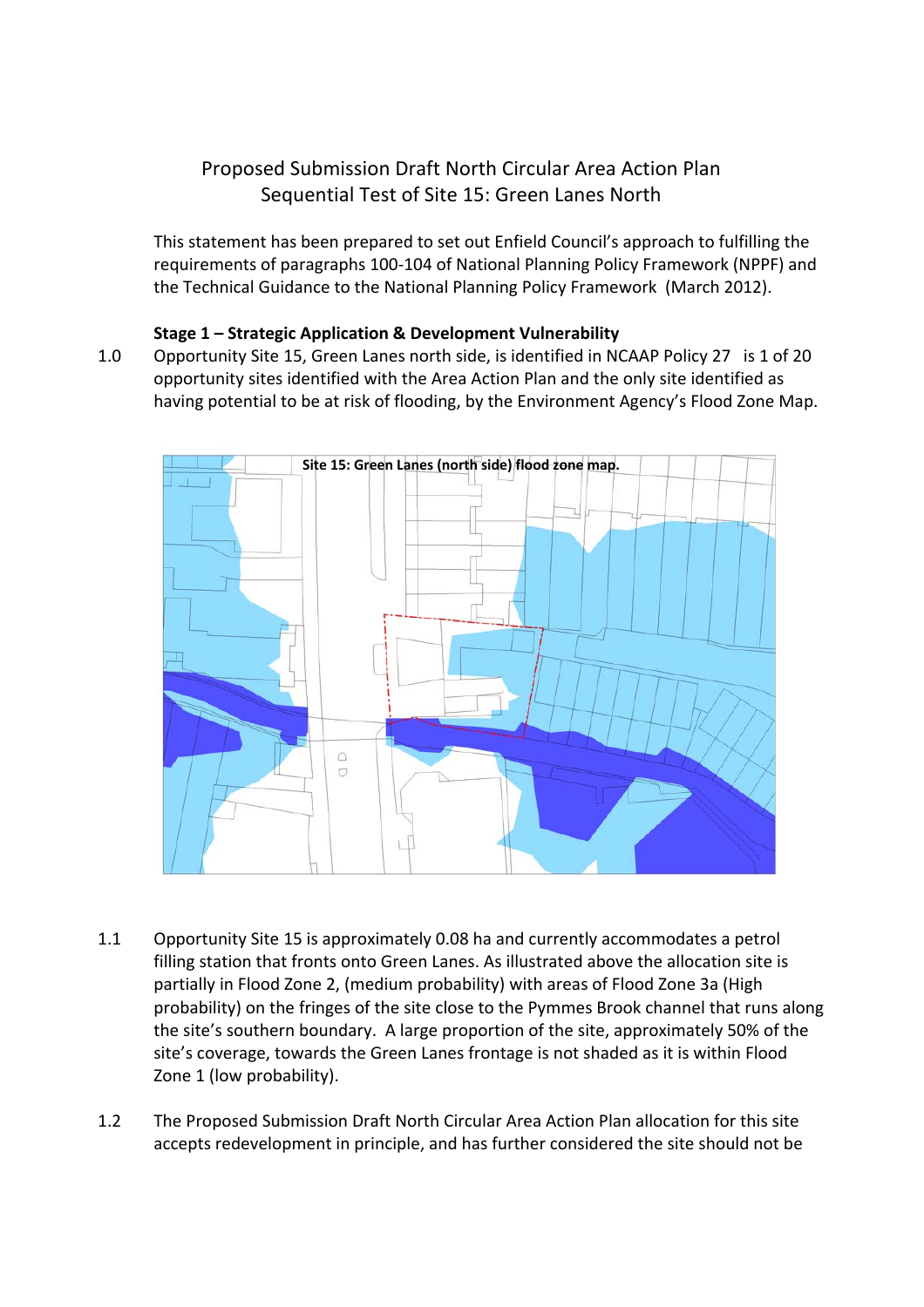Proposed Submission Draft North Circular Area Action Plan
Sequential Test of Site 15: Green Lanes North

This statement has been prepared to set out Enfield Council's approach to fulfilling the requirements of paragraphs 100-104 of National Planning Policy Framework (NPPF) and the Technical Guidance to the National Planning Policy Framework (March 2012).

**Stage 1 – Strategic Application & Development Vulnerability**

1.0 Opportunity Site 15, Green Lanes north side, is identified in NCAAP Policy 27 is 1 of 20 opportunity sites identified with the Area Action Plan and the only site identified as having potential to be at risk of flooding, by the Environment Agency's Flood Zone Map.

Site 15: Green Lanes (north side) flood zone map.

1.1 Opportunity Site 15 is approximately 0.08 ha and currently accommodates a petrol filling station that fronts onto Green Lanes. As illustrated above the allocation site is partially in Flood Zone 2, (medium probability) with areas of Flood Zone 3a (High probability) on the fringes of the site close to the Pymmes Brook channel that runs along the site's southern boundary. A large proportion of the site, approximately 50% of the site's coverage, towards the Green Lanes frontage is not shaded as it is within Flood Zone 1 (low probability).

1.2 The Proposed Submission Draft North Circular Area Action Plan allocation for this site accepts redevelopment in principle, and has further considered the site should not be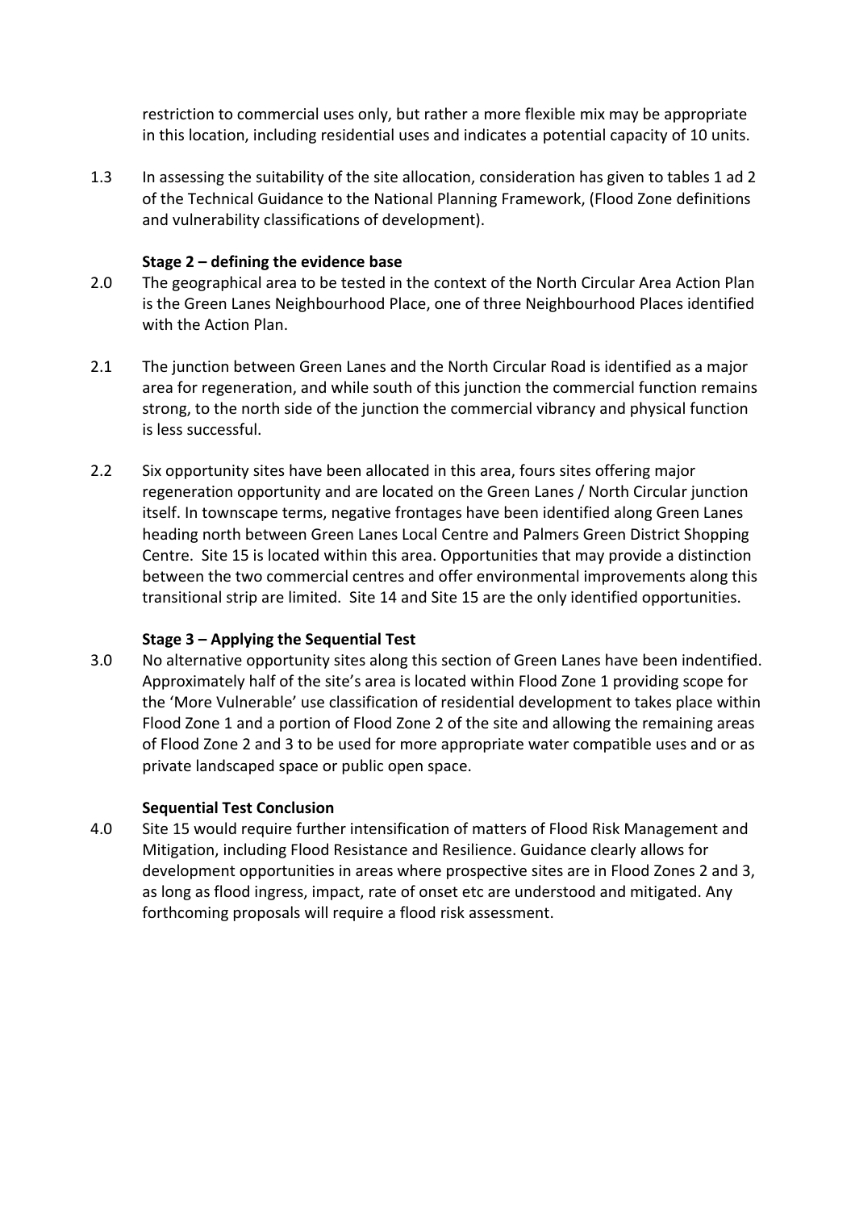restriction to commercial uses only, but rather a more flexible mix may be appropriate in this location, including residential uses and indicates a potential capacity of 10 units.

1.3 In assessing the suitability of the site allocation, consideration has given to tables 1 ad 2 of the Technical Guidance to the National Planning Framework, (Flood Zone definitions and vulnerability classifications of development).

**Stage 2 – defining the evidence base**

2.0 The geographical area to be tested in the context of the North Circular Area Action Plan is the Green Lanes Neighbourhood Place, one of three Neighbourhood Places identified with the Action Plan.

2.1 The junction between Green Lanes and the North Circular Road is identified as a major area for regeneration, and while south of this junction the commercial function remains strong, to the north side of the junction the commercial vibrancy and physical function is less successful.

2.2 Six opportunity sites have been allocated in this area, fours sites offering major regeneration opportunity and are located on the Green Lanes / North Circular junction itself. In townscape terms, negative frontages have been identified along Green Lanes heading north between Green Lanes Local Centre and Palmers Green District Shopping Centre. Site 15 is located within this area. Opportunities that may provide a distinction between the two commercial centres and offer environmental improvements along this transitional strip are limited. Site 14 and Site 15 are the only identified opportunities.

**Stage 3 – Applying the Sequential Test**

3.0 No alternative opportunity sites along this section of Green Lanes have been indentified. Approximately half of the site's area is located within Flood Zone 1 providing scope for the 'More Vulnerable' use classification of residential development to takes place within Flood Zone 1 and a portion of Flood Zone 2 of the site and allowing the remaining areas of Flood Zone 2 and 3 to be used for more appropriate water compatible uses and or as private landscaped space or public open space.

**Sequential Test Conclusion**

4.0 Site 15 would require further intensification of matters of Flood Risk Management and Mitigation, including Flood Resistance and Resilience. Guidance clearly allows for development opportunities in areas where prospective sites are in Flood Zones 2 and 3, as long as flood ingress, impact, rate of onset etc are understood and mitigated. Any forthcoming proposals will require a flood risk assessment.